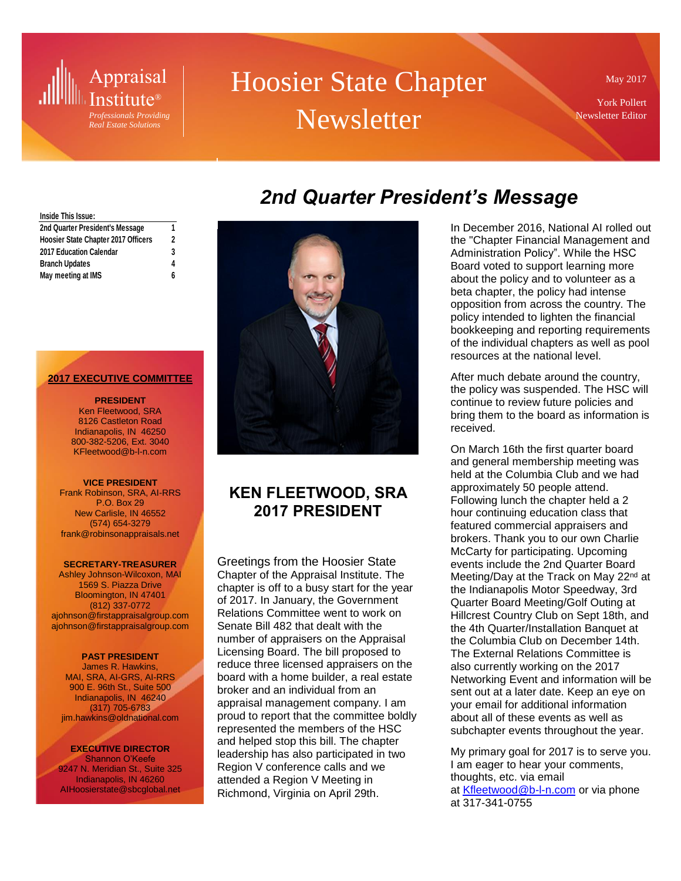Appraisal Institute®
*Professionals Providing Real Estate Solutions*

# Hoosier State Chapter Newsletter

May 2017

York Pollert
Newsletter Editor

**Inside This Issue:**

| | |
|---|---|
| 2nd Quarter President's Message | 1 |
| Hoosier State Chapter 2017 Officers | 2 |
| 2017 Education Calendar | 3 |
| Branch Updates | 4 |
| May meeting at IMS | 6 |

**2017 EXECUTIVE COMMITTEE**

**PRESIDENT**
Ken Fleetwood, SRA
8126 Castleton Road
Indianapolis, IN 46250
800-382-5206, Ext. 3040
KFleetwood@b-l-n.com

**VICE PRESIDENT**
Frank Robinson, SRA, AI-RRS
P.O. Box 29
New Carlisle, IN 46552
(574) 654-3279
frank@robinsonappraisals.net

**SECRETARY-TREASURER**
Ashley Johnson-Wilcoxon, MAI
1569 S. Piazza Drive
Bloomington, IN 47401
(812) 337-0772
ajohnson@firstappraisalgroup.com
ajohnson@firstappraisalgroup.com

**PAST PRESIDENT**
James R. Hawkins,
MAI, SRA, AI-GRS, AI-RRS
900 E. 96th St., Suite 500
Indianapolis, IN 46240
(317) 705-6783
jim.hawkins@oldnational.com

**EXECUTIVE DIRECTOR**
Shannon O'Keefe
9247 N. Meridian St., Suite 325
Indianapolis, IN 46260
AIHoosierstate@sbcglobal.net

## *2nd Quarter President's Message*

### KEN FLEETWOOD, SRA 2017 PRESIDENT

Greetings from the Hoosier State Chapter of the Appraisal Institute. The chapter is off to a busy start for the year of 2017. In January, the Government Relations Committee went to work on Senate Bill 482 that dealt with the number of appraisers on the Appraisal Licensing Board. The bill proposed to reduce three licensed appraisers on the board with a home builder, a real estate broker and an individual from an appraisal management company. I am proud to report that the committee boldly represented the members of the HSC and helped stop this bill. The chapter leadership has also participated in two Region V conference calls and we attended a Region V Meeting in Richmond, Virginia on April 29th.

In December 2016, National AI rolled out the "Chapter Financial Management and Administration Policy". While the HSC Board voted to support learning more about the policy and to volunteer as a beta chapter, the policy had intense opposition from across the country. The policy intended to lighten the financial bookkeeping and reporting requirements of the individual chapters as well as pool resources at the national level.

After much debate around the country, the policy was suspended. The HSC will continue to review future policies and bring them to the board as information is received.

On March 16th the first quarter board and general membership meeting was held at the Columbia Club and we had approximately 50 people attend. Following lunch the chapter held a 2 hour continuing education class that featured commercial appraisers and brokers. Thank you to our own Charlie McCarty for participating. Upcoming events include the 2nd Quarter Board Meeting/Day at the Track on May 22nd at the Indianapolis Motor Speedway, 3rd Quarter Board Meeting/Golf Outing at Hillcrest Country Club on Sept 18th, and the 4th Quarter/Installation Banquet at the Columbia Club on December 14th. The External Relations Committee is also currently working on the 2017 Networking Event and information will be sent out at a later date. Keep an eye on your email for additional information about all of these events as well as subchapter events throughout the year.

My primary goal for 2017 is to serve you. I am eager to hear your comments, thoughts, etc. via email at Kfleetwood@b-l-n.com or via phone at 317-341-0755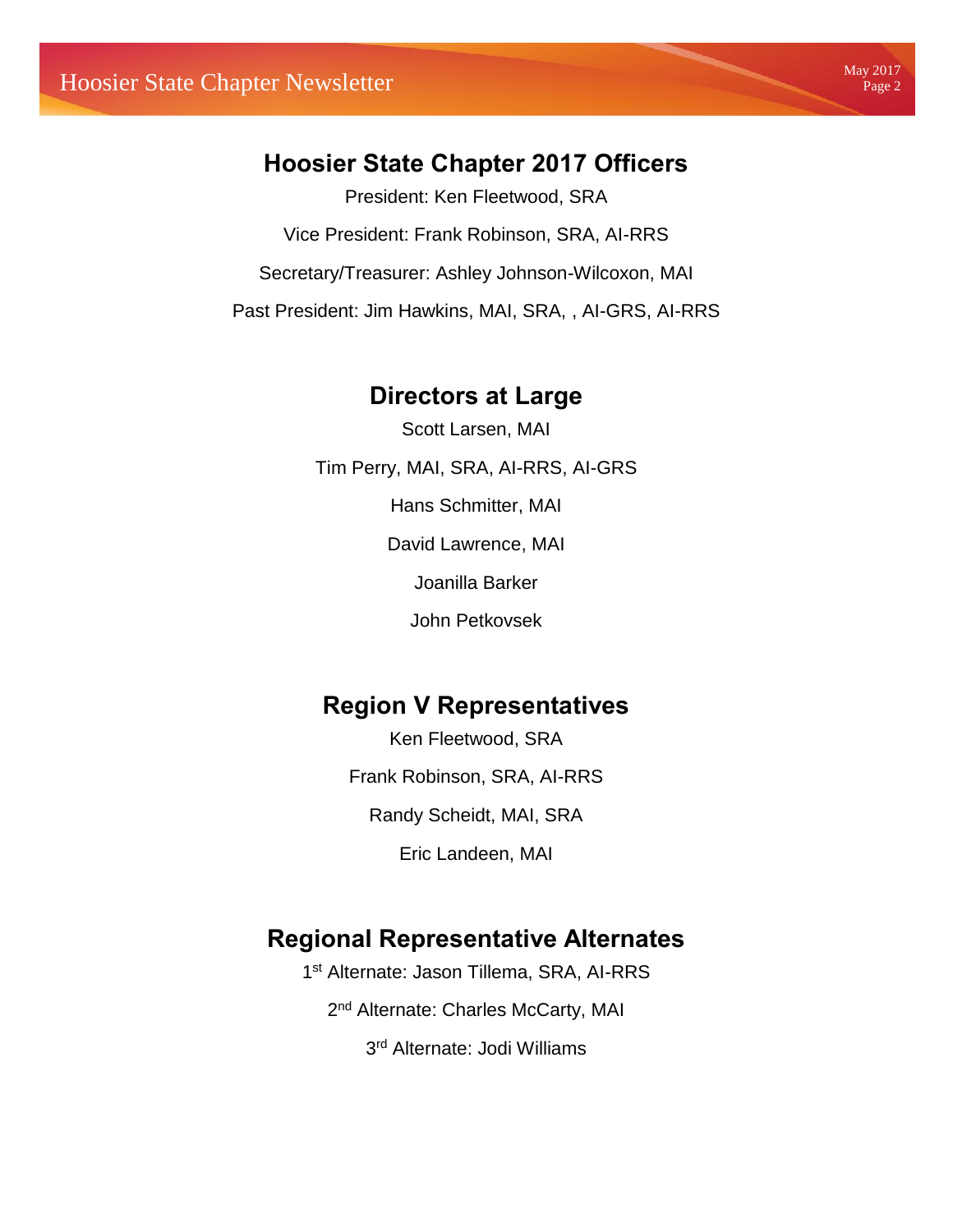## Hoosier State Chapter 2017 Officers

President: Ken Fleetwood, SRA

Vice President: Frank Robinson, SRA, AI-RRS

Secretary/Treasurer: Ashley Johnson-Wilcoxon, MAI

Past President: Jim Hawkins, MAI, SRA, , AI-GRS, AI-RRS

## Directors at Large

Scott Larsen, MAI

Tim Perry, MAI, SRA, AI-RRS, AI-GRS

Hans Schmitter, MAI

David Lawrence, MAI

Joanilla Barker

John Petkovsek

## Region V Representatives

Ken Fleetwood, SRA

Frank Robinson, SRA, AI-RRS

Randy Scheidt, MAI, SRA

Eric Landeen, MAI

## Regional Representative Alternates

1st Alternate: Jason Tillema, SRA, AI-RRS

2nd Alternate: Charles McCarty, MAI

3rd Alternate: Jodi Williams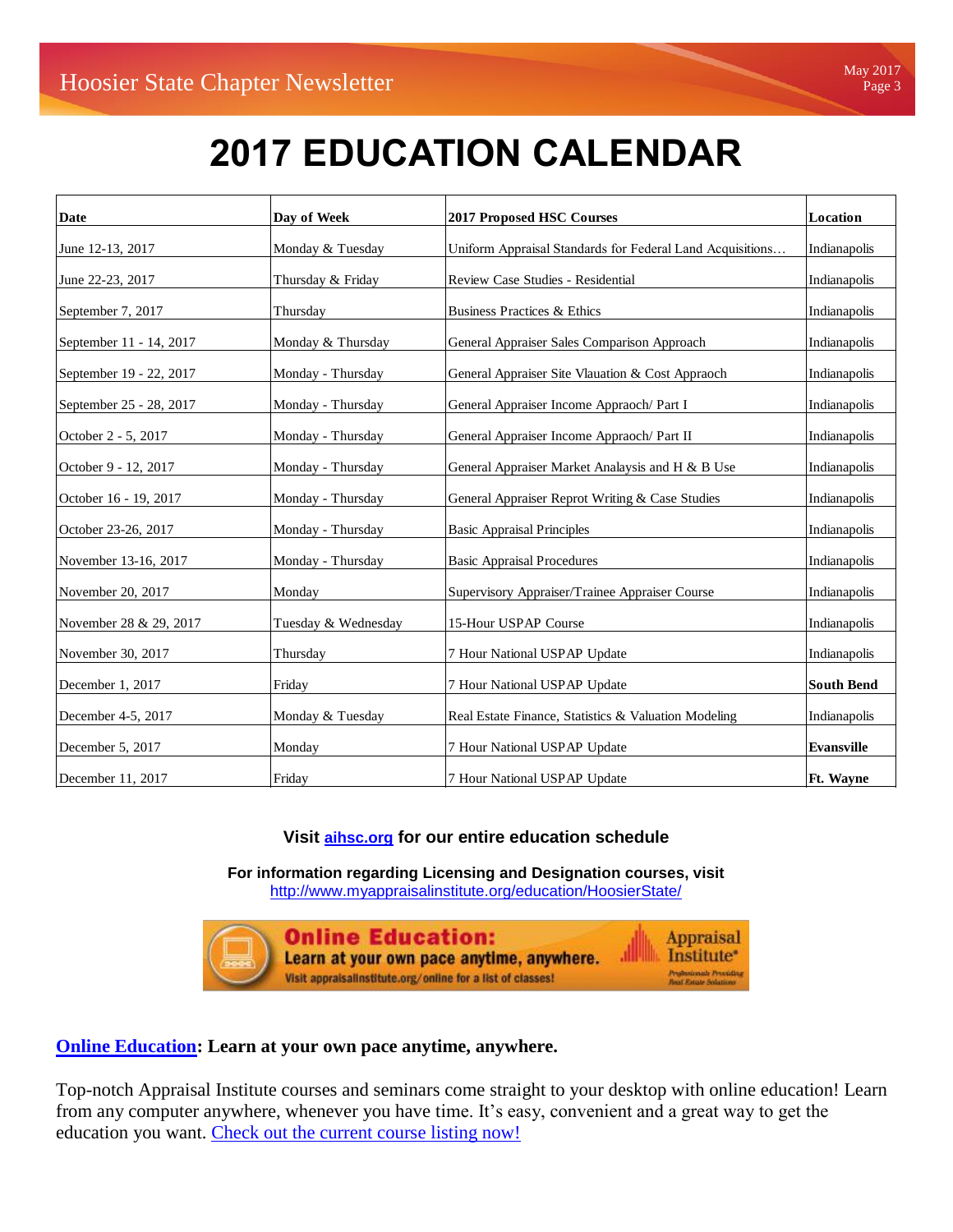# 2017 EDUCATION CALENDAR

| Date | Day of Week | 2017 Proposed HSC Courses | Location |
|---|---|---|---|
| June 12-13, 2017 | Monday & Tuesday | Uniform Appraisal Standards for Federal Land Acquisitions… | Indianapolis |
| June 22-23, 2017 | Thursday & Friday | Review Case Studies - Residential | Indianapolis |
| September 7, 2017 | Thursday | Business Practices & Ethics | Indianapolis |
| September 11 - 14, 2017 | Monday & Thursday | General Appraiser Sales Comparison Approach | Indianapolis |
| September 19 - 22, 2017 | Monday - Thursday | General Appraiser Site Vlauation & Cost Appraoch | Indianapolis |
| September 25 - 28, 2017 | Monday - Thursday | General Appraiser Income Appraoch/ Part I | Indianapolis |
| October 2 - 5, 2017 | Monday - Thursday | General Appraiser Income Appraoch/ Part II | Indianapolis |
| October 9 - 12, 2017 | Monday - Thursday | General Appraiser Market Analaysis and H & B Use | Indianapolis |
| October 16 - 19, 2017 | Monday - Thursday | General Appraiser Reprot Writing & Case Studies | Indianapolis |
| October 23-26, 2017 | Monday - Thursday | Basic Appraisal Principles | Indianapolis |
| November 13-16, 2017 | Monday - Thursday | Basic Appraisal Procedures | Indianapolis |
| November 20, 2017 | Monday | Supervisory Appraiser/Trainee Appraiser Course | Indianapolis |
| November 28 & 29, 2017 | Tuesday & Wednesday | 15-Hour USPAP Course | Indianapolis |
| November 30, 2017 | Thursday | 7 Hour National USPAP Update | Indianapolis |
| December 1, 2017 | Friday | 7 Hour National USPAP Update | **South Bend** |
| December 4-5, 2017 | Monday & Tuesday | Real Estate Finance, Statistics & Valuation Modeling | Indianapolis |
| December 5, 2017 | Monday | 7 Hour National USPAP Update | **Evansville** |
| December 11, 2017 | Friday | 7 Hour National USPAP Update | **Ft. Wayne** |

**Visit [aihsc.org](aihsc.org) for our entire education schedule**

**For information regarding Licensing and Designation courses, visit**
[http://www.myappraisalinstitute.org/education/HoosierState/](http://www.myappraisalinstitute.org/education/HoosierState/)

**Online Education:** Learn at your own pace anytime, anywhere.
Visit appraisalinstitute.org/online for a list of classes!

Appraisal Institute® Professionals Providing Real Estate Solutions

**Online Education: Learn at your own pace anytime, anywhere.**

Top-notch Appraisal Institute courses and seminars come straight to your desktop with online education! Learn from any computer anywhere, whenever you have time. It's easy, convenient and a great way to get the education you want. Check out the current course listing now!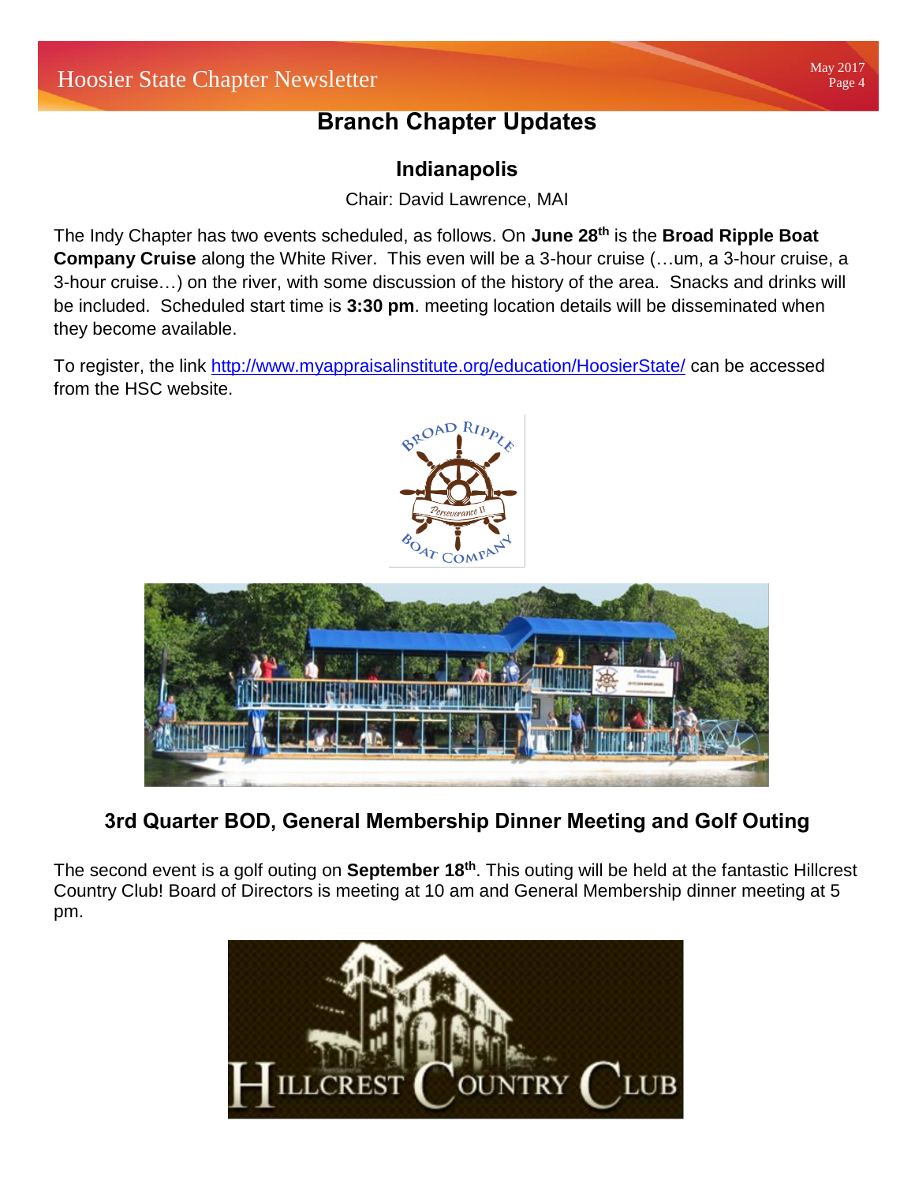# Branch Chapter Updates

## Indianapolis

Chair: David Lawrence, MAI

The Indy Chapter has two events scheduled, as follows. On **June 28th** is the **Broad Ripple Boat Company Cruise** along the White River. This even will be a 3-hour cruise (…um, a 3-hour cruise, a 3-hour cruise…) on the river, with some discussion of the history of the area. Snacks and drinks will be included. Scheduled start time is **3:30 pm**. meeting location details will be disseminated when they become available.

To register, the link http://www.myappraisalinstitute.org/education/HoosierState/ can be accessed from the HSC website.

## 3rd Quarter BOD, General Membership Dinner Meeting and Golf Outing

The second event is a golf outing on **September 18th**. This outing will be held at the fantastic Hillcrest Country Club! Board of Directors is meeting at 10 am and General Membership dinner meeting at 5 pm.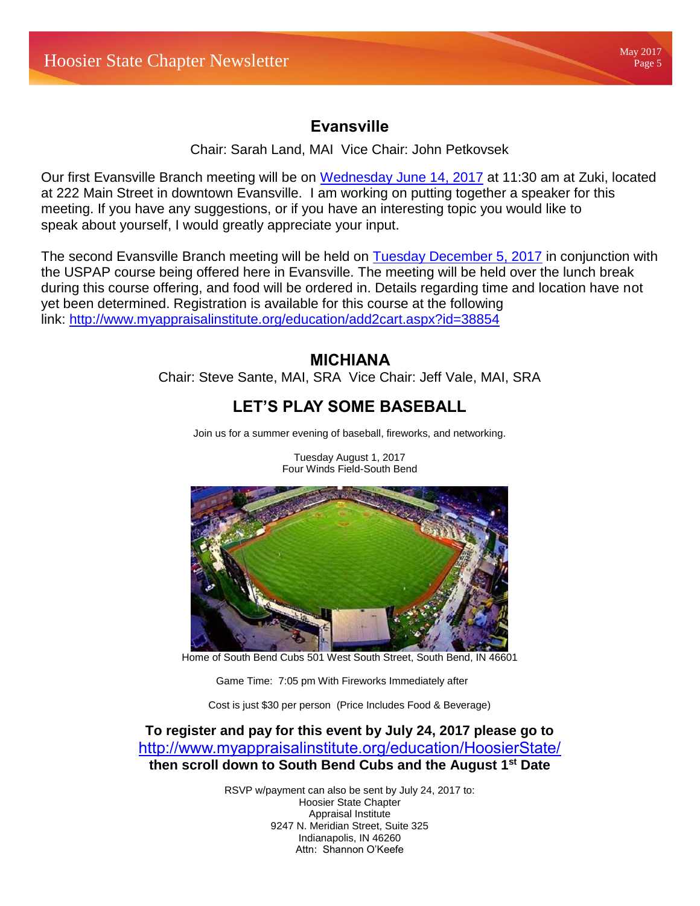## Evansville

Chair: Sarah Land, MAI Vice Chair: John Petkovsek

Our first Evansville Branch meeting will be on Wednesday June 14, 2017 at 11:30 am at Zuki, located at 222 Main Street in downtown Evansville. I am working on putting together a speaker for this meeting. If you have any suggestions, or if you have an interesting topic you would like to speak about yourself, I would greatly appreciate your input.

The second Evansville Branch meeting will be held on Tuesday December 5, 2017 in conjunction with the USPAP course being offered here in Evansville. The meeting will be held over the lunch break during this course offering, and food will be ordered in. Details regarding time and location have not yet been determined. Registration is available for this course at the following link: http://www.myappraisalinstitute.org/education/add2cart.aspx?id=38854

## MICHIANA

Chair: Steve Sante, MAI, SRA Vice Chair: Jeff Vale, MAI, SRA

## LET'S PLAY SOME BASEBALL

Join us for a summer evening of baseball, fireworks, and networking.

Tuesday August 1, 2017
Four Winds Field-South Bend

Home of South Bend Cubs 501 West South Street, South Bend, IN 46601

Game Time: 7:05 pm With Fireworks Immediately after

Cost is just $30 per person (Price Includes Food & Beverage)

**To register and pay for this event by July 24, 2017 please go to**
http://www.myappraisalinstitute.org/education/HoosierState/
**then scroll down to South Bend Cubs and the August 1st Date**

RSVP w/payment can also be sent by July 24, 2017 to:
Hoosier State Chapter
Appraisal Institute
9247 N. Meridian Street, Suite 325
Indianapolis, IN 46260
Attn: Shannon O'Keefe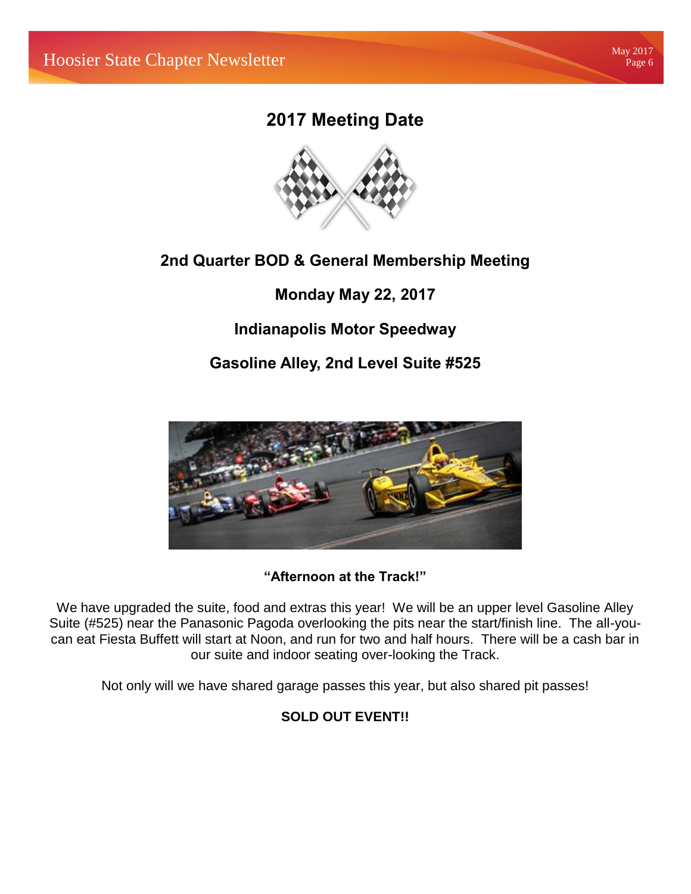# 2017 Meeting Date

**2nd Quarter BOD & General Membership Meeting**

**Monday May 22, 2017**

**Indianapolis Motor Speedway**

**Gasoline Alley, 2nd Level Suite #525**

**"Afternoon at the Track!"**

We have upgraded the suite, food and extras this year! We will be an upper level Gasoline Alley Suite (#525) near the Panasonic Pagoda overlooking the pits near the start/finish line. The all-you-can eat Fiesta Buffett will start at Noon, and run for two and half hours. There will be a cash bar in our suite and indoor seating over-looking the Track.

Not only will we have shared garage passes this year, but also shared pit passes!

**SOLD OUT EVENT!!**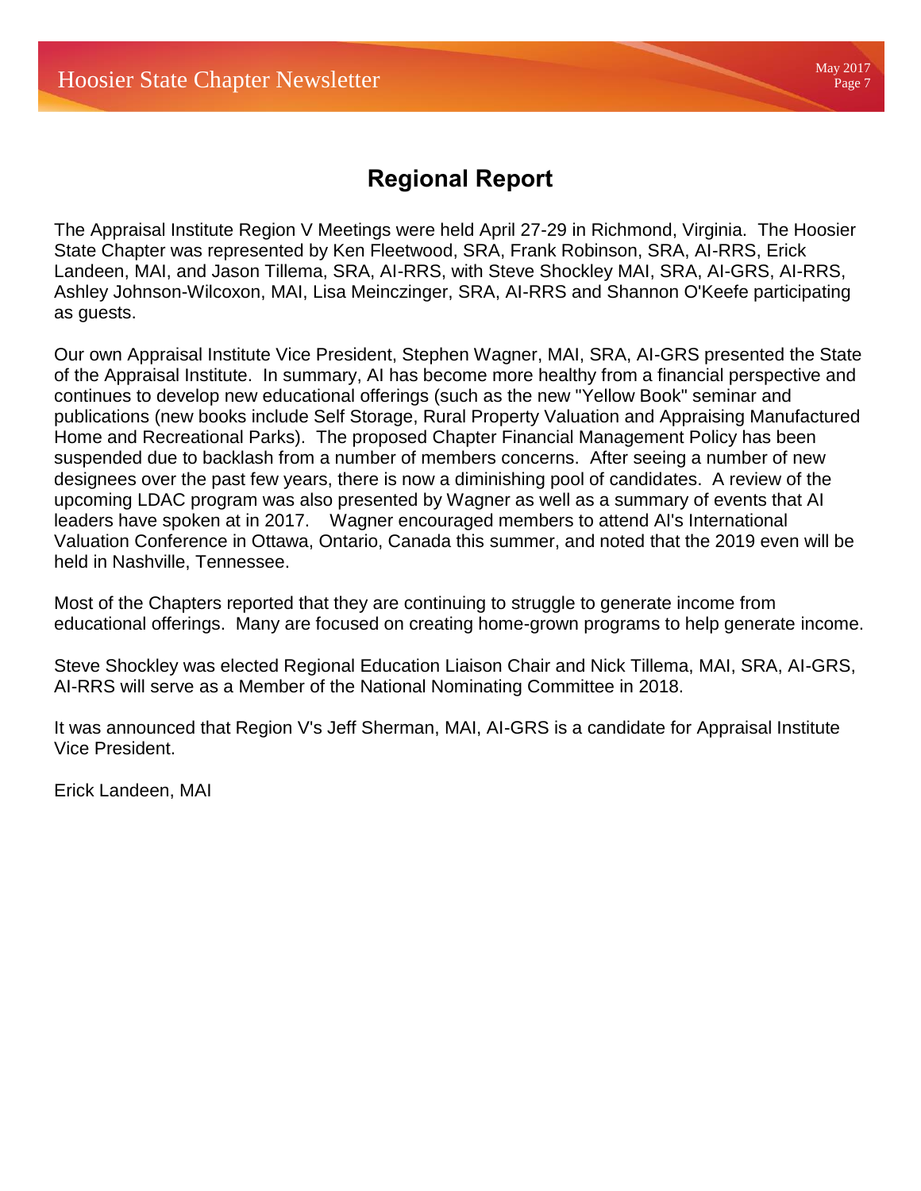## Regional Report

The Appraisal Institute Region V Meetings were held April 27-29 in Richmond, Virginia. The Hoosier State Chapter was represented by Ken Fleetwood, SRA, Frank Robinson, SRA, AI-RRS, Erick Landeen, MAI, and Jason Tillema, SRA, AI-RRS, with Steve Shockley MAI, SRA, AI-GRS, AI-RRS, Ashley Johnson-Wilcoxon, MAI, Lisa Meinczinger, SRA, AI-RRS and Shannon O'Keefe participating as guests.

Our own Appraisal Institute Vice President, Stephen Wagner, MAI, SRA, AI-GRS presented the State of the Appraisal Institute. In summary, AI has become more healthy from a financial perspective and continues to develop new educational offerings (such as the new "Yellow Book" seminar and publications (new books include Self Storage, Rural Property Valuation and Appraising Manufactured Home and Recreational Parks). The proposed Chapter Financial Management Policy has been suspended due to backlash from a number of members concerns. After seeing a number of new designees over the past few years, there is now a diminishing pool of candidates. A review of the upcoming LDAC program was also presented by Wagner as well as a summary of events that AI leaders have spoken at in 2017. Wagner encouraged members to attend AI's International Valuation Conference in Ottawa, Ontario, Canada this summer, and noted that the 2019 even will be held in Nashville, Tennessee.

Most of the Chapters reported that they are continuing to struggle to generate income from educational offerings. Many are focused on creating home-grown programs to help generate income.

Steve Shockley was elected Regional Education Liaison Chair and Nick Tillema, MAI, SRA, AI-GRS, AI-RRS will serve as a Member of the National Nominating Committee in 2018.

It was announced that Region V's Jeff Sherman, MAI, AI-GRS is a candidate for Appraisal Institute Vice President.

Erick Landeen, MAI